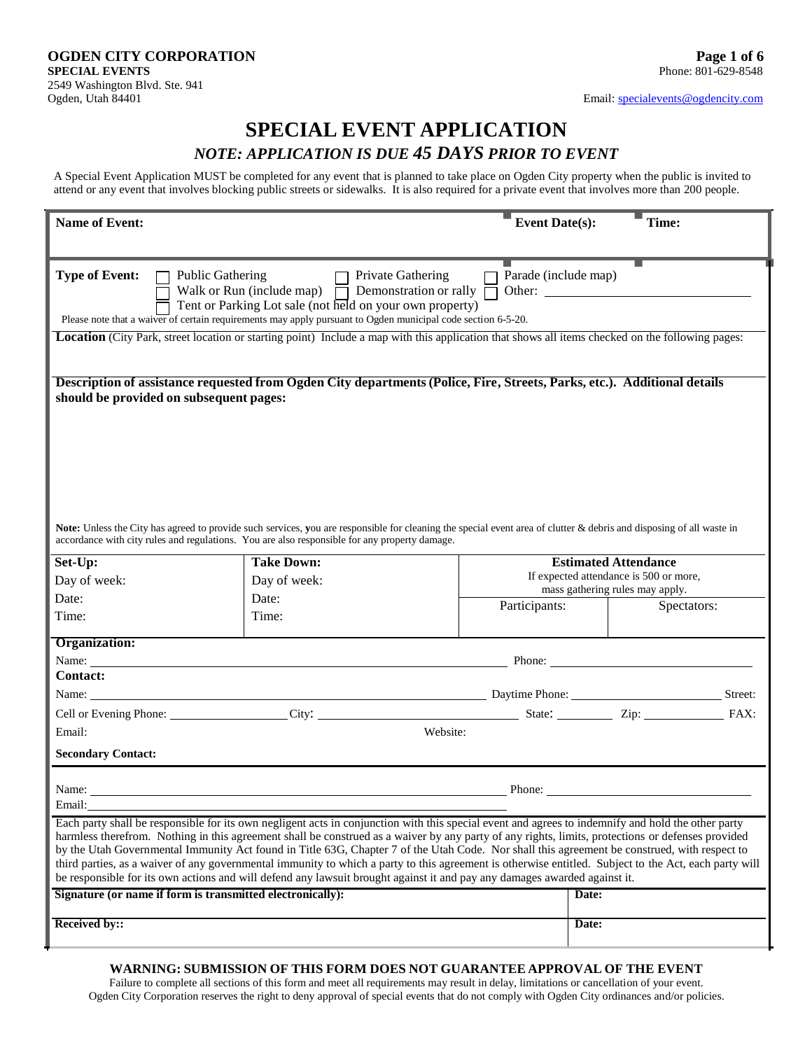**OGDEN CITY CORPORATION**
**SPECIAL EVENTS**
2549 Washington Blvd. Ste. 941
Ogden, Utah 84401

Phone: 801-629-8548
Email: specialevents@ogdencity.com

# SPECIAL EVENT APPLICATION

## *NOTE: APPLICATION IS DUE 45 DAYS PRIOR TO EVENT*

A Special Event Application MUST be completed for any event that is planned to take place on Ogden City property when the public is invited to attend or any event that involves blocking public streets or sidewalks. It is also required for a private event that involves more than 200 people.

| **Name of Event:** | **Event Date(s):** | **Time:** |
|---|---|---|
| | | |

**Type of Event:**
- ☐ Public Gathering
- ☐ Private Gathering
- ☐ Parade (include map)
- ☐ Walk or Run (include map)
- ☐ Demonstration or rally
- ☐ Other: ______________________
- ☐ Tent or Parking Lot sale (not held on your own property)

Please note that a waiver of certain requirements may apply pursuant to Ogden municipal code section 6-5-20.

**Location** (City Park, street location or starting point) Include a map with this application that shows all items checked on the following pages:

**Description of assistance requested from Ogden City departments (Police, Fire, Streets, Parks, etc.). Additional details should be provided on subsequent pages:**

**Note:** Unless the City has agreed to provide such services, you are responsible for cleaning the special event area of clutter & debris and disposing of all waste in accordance with city rules and regulations. You are also responsible for any property damage.

| **Set-Up:** | **Take Down:** | **Estimated Attendance** If expected attendance is 500 or more, mass gathering rules may apply. | |
|---|---|---|---|
| Day of week: | Day of week: | Participants: | Spectators: |
| Date: | Date: | | |
| Time: | Time: | | |

**Organization:**

Name: ______________________ Phone: ______________________

**Contact:**

Name: ______________________ Daytime Phone: ______________________ Street:

Cell or Evening Phone: ______________ City: ______________ State: ________ Zip: __________ FAX:

Email: Website:

**Secondary Contact:**

Name: ______________________ Phone: ______________________

Email: ______________________

Each party shall be responsible for its own negligent acts in conjunction with this special event and agrees to indemnify and hold the other party harmless therefrom. Nothing in this agreement shall be construed as a waiver by any party of any rights, limits, protections or defenses provided by the Utah Governmental Immunity Act found in Title 63G, Chapter 7 of the Utah Code. Nor shall this agreement be construed, with respect to third parties, as a waiver of any governmental immunity to which a party to this agreement is otherwise entitled. Subject to the Act, each party will be responsible for its own actions and will defend any lawsuit brought against it and pay any damages awarded against it.

| **Signature (or name if form is transmitted electronically):** | **Date:** |
|---|---|
| **Received by::** | **Date:** |

**WARNING: SUBMISSION OF THIS FORM DOES NOT GUARANTEE APPROVAL OF THE EVENT**

Failure to complete all sections of this form and meet all requirements may result in delay, limitations or cancellation of your event.
Ogden City Corporation reserves the right to deny approval of special events that do not comply with Ogden City ordinances and/or policies.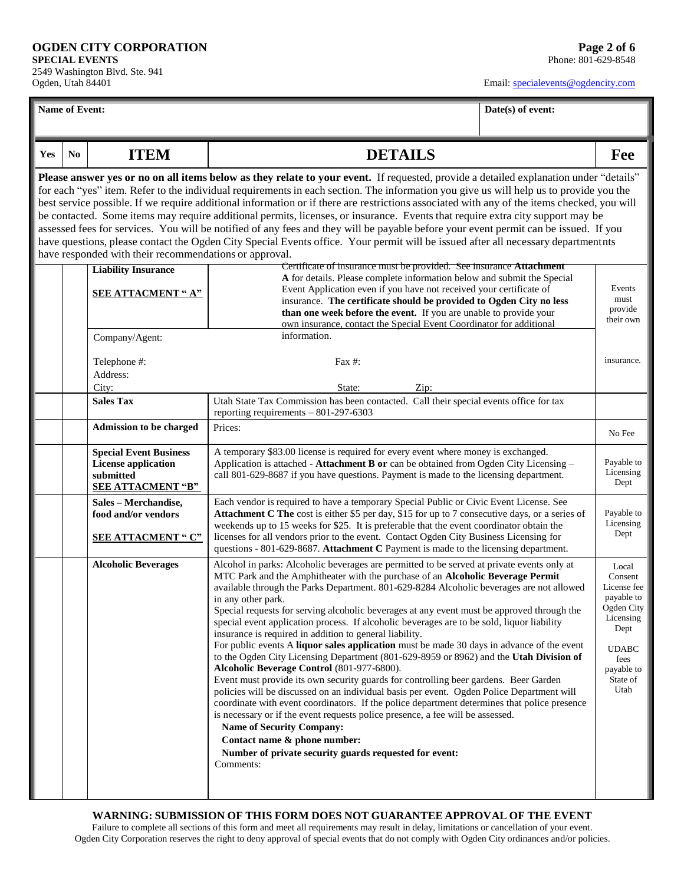**OGDEN CITY CORPORATION**
**SPECIAL EVENTS**
2549 Washington Blvd. Ste. 941
Ogden, Utah 84401

Phone: 801-629-8548
Email: specialevents@ogdencity.com

| **Name of Event:** | **Date(s) of event:** |
|---|---|
| | |

| Yes | No | ITEM | DETAILS | Fee |
|---|---|---|---|---|
| | | | **Please answer yes or no on all items below as they relate to your event.** If requested, provide a detailed explanation under "details" for each "yes" item. Refer to the individual requirements in each section. The information you give us will help us to provide you the best service possible. If we require additional information or if there are restrictions associated with any of the items checked, you will be contacted. Some items may require additional permits, licenses, or insurance. Events that require extra city support may be assessed fees for services. You will be notified of any fees and they will be payable before your event permit can be issued. If you have questions, please contact the Ogden City Special Events office. Your permit will be issued after all necessary departmentnts have responded with their recommendations or approval. | |
| | | **Liability Insurance** <br><br> **SEE ATTACMENT " A"** | Certificate of insurance must be provided. See insurance **Attachment A** for details. Please complete information below and submit the Special Event Application even if you have not received your certificate of insurance. **The certificate should be provided to Ogden City no less than one week before the event.** If you are unable to provide your own insurance, contact the Special Event Coordinator for additional information. | Events must provide their own insurance. |
| | | Company/Agent: <br><br> Telephone #: <br> Address: <br> City: | <br><br> Fax #: <br><br> State: Zip: | |
| | | **Sales Tax** | Utah State Tax Commission has been contacted. Call their special events office for tax reporting requirements – 801-297-6303 | |
| | | **Admission to be charged** | Prices: | No Fee |
| | | **Special Event Business License application submitted** <br> **SEE ATTACMENT "B"** | A temporary $83.00 license is required for every event where money is exchanged. Application is attached - **Attachment B or** can be obtained from Ogden City Licensing – call 801-629-8687 if you have questions. Payment is made to the licensing department. | Payable to Licensing Dept |
| | | **Sales – Merchandise, food and/or vendors** <br><br> **SEE ATTACMENT " C"** | Each vendor is required to have a temporary Special Public or Civic Event License. See **Attachment C The** cost is either $5 per day, $15 for up to 7 consecutive days, or a series of weekends up to 15 weeks for $25. It is preferable that the event coordinator obtain the licenses for all vendors prior to the event. Contact Ogden City Business Licensing for questions - 801-629-8687. **Attachment C** Payment is made to the licensing department. | Payable to Licensing Dept |
| | | **Alcoholic Beverages** | Alcohol in parks: Alcoholic beverages are permitted to be served at private events only at MTC Park and the Amphitheater with the purchase of an **Alcoholic Beverage Permit** available through the Parks Department. 801-629-8284 Alcoholic beverages are not allowed in any other park. <br> Special requests for serving alcoholic beverages at any event must be approved through the special event application process. If alcoholic beverages are to be sold, liquor liability insurance is required in addition to general liability. <br> For public events A **liquor sales application** must be made 30 days in advance of the event to the Ogden City Licensing Department (801-629-8959 or 8962) and the **Utah Division of Alcoholic Beverage Control** (801-977-6800). <br> Event must provide its own security guards for controlling beer gardens. Beer Garden policies will be discussed on an individual basis per event. Ogden Police Department will coordinate with event coordinators. If the police department determines that police presence is necessary or if the event requests police presence, a fee will be assessed. <br> **Name of Security Company:** <br> **Contact name & phone number:** <br> **Number of private security guards requested for event:** <br> Comments: | Local Consent License fee payable to Ogden City Licensing Dept <br><br> UDABC fees payable to State of Utah |

**WARNING: SUBMISSION OF THIS FORM DOES NOT GUARANTEE APPROVAL OF THE EVENT**

Failure to complete all sections of this form and meet all requirements may result in delay, limitations or cancellation of your event. Ogden City Corporation reserves the right to deny approval of special events that do not comply with Ogden City ordinances and/or policies.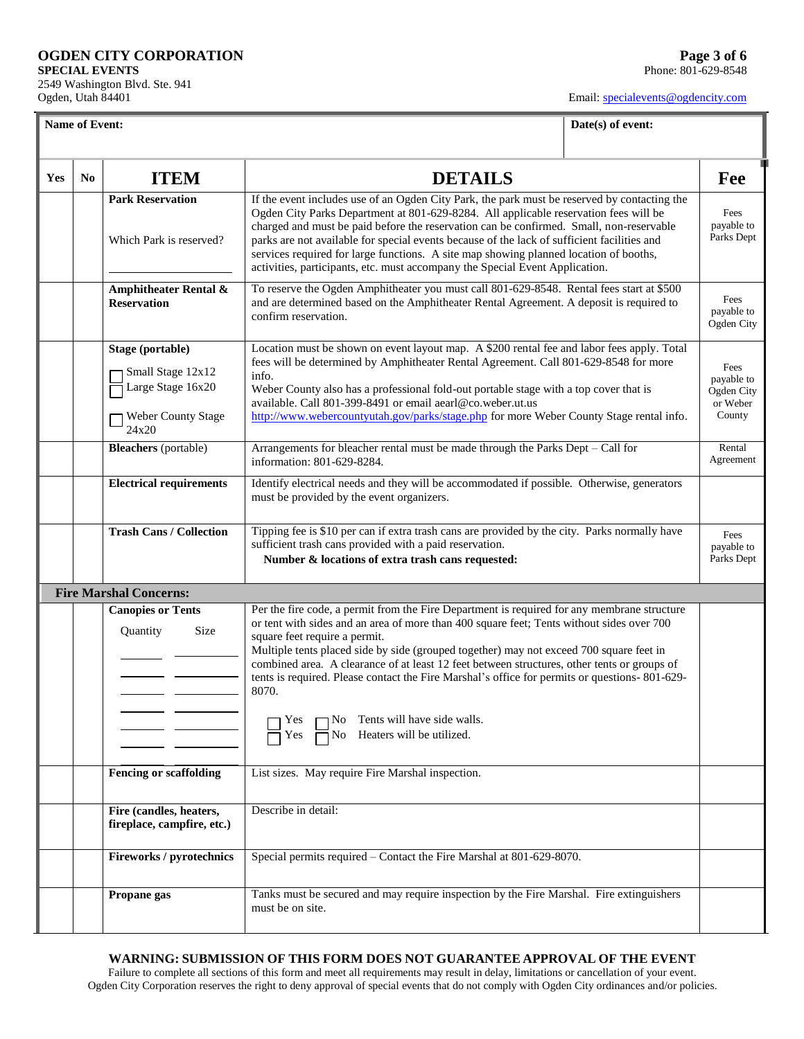**OGDEN CITY CORPORATION**
**SPECIAL EVENTS**
2549 Washington Blvd. Ste. 941
Ogden, Utah 84401

Phone: 801-629-8548
Email: specialevents@ogdencity.com

| **Name of Event:** | **Date(s) of event:** |
|---|---|
| | |

| Yes | No | ITEM | DETAILS | Fee |
|---|---|---|---|---|
| | | **Park Reservation**<br><br>Which Park is reserved?<br><br>____________ | If the event includes use of an Ogden City Park, the park must be reserved by contacting the Ogden City Parks Department at 801-629-8284. All applicable reservation fees will be charged and must be paid before the reservation can be confirmed. Small, non-reservable parks are not available for special events because of the lack of sufficient facilities and services required for large functions. A site map showing planned location of booths, activities, participants, etc. must accompany the Special Event Application. | Fees payable to Parks Dept |
| | | **Amphitheater Rental & Reservation** | To reserve the Ogden Amphitheater you must call 801-629-8548. Rental fees start at $500 and are determined based on the Amphitheater Rental Agreement. A deposit is required to confirm reservation. | Fees payable to Ogden City |
| | | **Stage (portable)**<br>☐ Small Stage 12x12<br>☐ Large Stage 16x20<br>☐ Weber County Stage 24x20 | Location must be shown on event layout map. A $200 rental fee and labor fees apply. Total fees will be determined by Amphitheater Rental Agreement. Call 801-629-8548 for more info.<br>Weber County also has a professional fold-out portable stage with a top cover that is available. Call 801-399-8491 or email aearl@co.weber.ut.us http://www.webercountyutah.gov/parks/stage.php for more Weber County Stage rental info. | Fees payable to Ogden City or Weber County |
| | | **Bleachers** (portable) | Arrangements for bleacher rental must be made through the Parks Dept – Call for information: 801-629-8284. | Rental Agreement |
| | | **Electrical requirements** | Identify electrical needs and they will be accommodated if possible. Otherwise, generators must be provided by the event organizers. | |
| | | **Trash Cans / Collection** | Tipping fee is $10 per can if extra trash cans are provided by the city. Parks normally have sufficient trash cans provided with a paid reservation.<br>**Number & locations of extra trash cans requested:** | Fees payable to Parks Dept |
| **Fire Marshal Concerns:** | | | | |
| | | **Canopies or Tents**<br>Quantity Size<br>_____ _______<br>_____ _______<br>_____ _______<br>_____ _______<br>_____ _______<br>_____ _______ | Per the fire code, a permit from the Fire Department is required for any membrane structure or tent with sides and an area of more than 400 square feet; Tents without sides over 700 square feet require a permit.<br>Multiple tents placed side by side (grouped together) may not exceed 700 square feet in combined area. A clearance of at least 12 feet between structures, other tents or groups of tents is required. Please contact the Fire Marshal's office for permits or questions- 801-629-8070.<br><br>☐ Yes ☐ No Tents will have side walls.<br>☐ Yes ☐ No Heaters will be utilized. | |
| | | **Fencing or scaffolding** | List sizes. May require Fire Marshal inspection. | |
| | | **Fire (candles, heaters, fireplace, campfire, etc.)** | Describe in detail: | |
| | | **Fireworks / pyrotechnics** | Special permits required – Contact the Fire Marshal at 801-629-8070. | |
| | | **Propane gas** | Tanks must be secured and may require inspection by the Fire Marshal. Fire extinguishers must be on site. | |

**WARNING: SUBMISSION OF THIS FORM DOES NOT GUARANTEE APPROVAL OF THE EVENT**

Failure to complete all sections of this form and meet all requirements may result in delay, limitations or cancellation of your event. Ogden City Corporation reserves the right to deny approval of special events that do not comply with Ogden City ordinances and/or policies.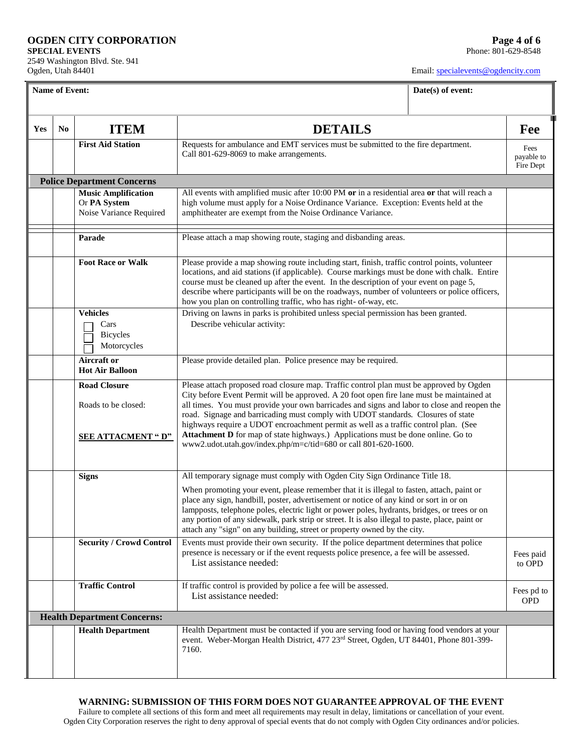**OGDEN CITY CORPORATION**
**SPECIAL EVENTS**
2549 Washington Blvd. Ste. 941
Ogden, Utah 84401

Phone: 801-629-8548

Email: specialevents@ogdencity.com

| **Name of Event:** | **Date(s) of event:** |
|---|---|
| | |

| Yes | No | ITEM | DETAILS | Fee |
|---|---|---|---|---|
| | | **First Aid Station** | Requests for ambulance and EMT services must be submitted to the fire department. Call 801-629-8069 to make arrangements. | Fees payable to Fire Dept |
| **Police Department Concerns** | | | | |
| | | **Music Amplification** Or **PA System** Noise Variance Required | All events with amplified music after 10:00 PM **or** in a residential area **or** that will reach a high volume must apply for a Noise Ordinance Variance. Exception: Events held at the amphitheater are exempt from the Noise Ordinance Variance. | |
| | | **Parade** | Please attach a map showing route, staging and disbanding areas. | |
| | | **Foot Race or Walk** | Please provide a map showing route including start, finish, traffic control points, volunteer locations, and aid stations (if applicable). Course markings must be done with chalk. Entire course must be cleaned up after the event. In the description of your event on page 5, describe where participants will be on the roadways, number of volunteers or police officers, how you plan on controlling traffic, who has right- of-way, etc. | |
| | | **Vehicles** ☐ Cars ☐ Bicycles ☐ Motorcycles | Driving on lawns in parks is prohibited unless special permission has been granted. Describe vehicular activity: | |
| | | **Aircraft or Hot Air Balloon** | Please provide detailed plan. Police presence may be required. | |
| | | **Road Closure** Roads to be closed: **SEE ATTACMENT " D"** | Please attach proposed road closure map. Traffic control plan must be approved by Ogden City before Event Permit will be approved. A 20 foot open fire lane must be maintained at all times. You must provide your own barricades and signs and labor to close and reopen the road. Signage and barricading must comply with UDOT standards. Closures of state highways require a UDOT encroachment permit as well as a traffic control plan. (See **Attachment D** for map of state highways.) Applications must be done online. Go to www2.udot.utah.gov/index.php/m=c/tid=680 or call 801-620-1600. | |
| | | **Signs** | All temporary signage must comply with Ogden City Sign Ordinance Title 18. When promoting your event, please remember that it is illegal to fasten, attach, paint or place any sign, handbill, poster, advertisement or notice of any kind or sort in or on lampposts, telephone poles, electric light or power poles, hydrants, bridges, or trees or on any portion of any sidewalk, park strip or street. It is also illegal to paste, place, paint or attach any "sign" on any building, street or property owned by the city. | |
| | | **Security / Crowd Control** | Events must provide their own security. If the police department determines that police presence is necessary or if the event requests police presence, a fee will be assessed. List assistance needed: | Fees paid to OPD |
| | | **Traffic Control** | If traffic control is provided by police a fee will be assessed. List assistance needed: | Fees pd to OPD |
| **Health Department Concerns:** | | | | |
| | | **Health Department** | Health Department must be contacted if you are serving food or having food vendors at your event. Weber-Morgan Health District, 477 23rd Street, Ogden, UT 84401, Phone 801-399-7160. | |

**WARNING: SUBMISSION OF THIS FORM DOES NOT GUARANTEE APPROVAL OF THE EVENT**

Failure to complete all sections of this form and meet all requirements may result in delay, limitations or cancellation of your event. Ogden City Corporation reserves the right to deny approval of special events that do not comply with Ogden City ordinances and/or policies.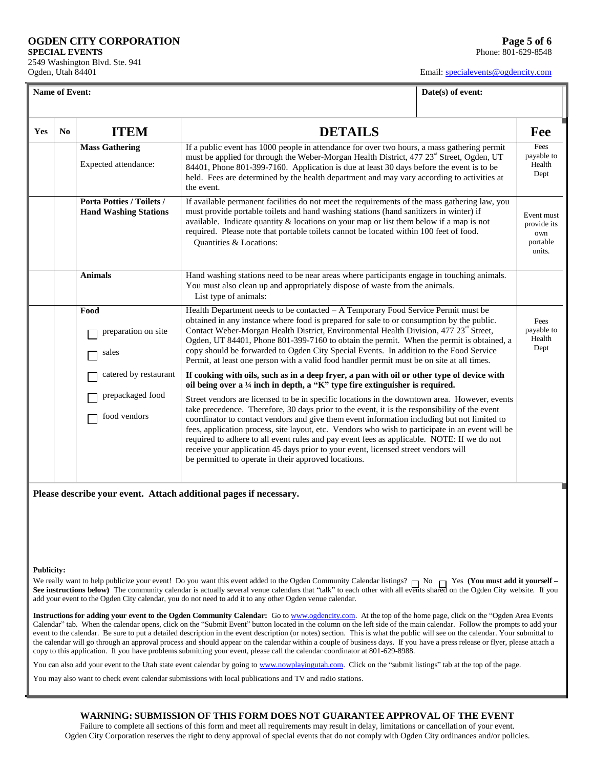# OGDEN CITY CORPORATION

**SPECIAL EVENTS**
2549 Washington Blvd. Ste. 941
Ogden, Utah 84401

Phone: 801-629-8548
Email: specialevents@ogdencity.com

| **Name of Event:** | **Date(s) of event:** |
|---|---|
| | |

| Yes | No | ITEM | DETAILS | Fee |
|---|---|---|---|---|
| | | **Mass Gathering**<br><br>Expected attendance: | If a public event has 1000 people in attendance for over two hours, a mass gathering permit must be applied for through the Weber-Morgan Health District, 477 23rd Street, Ogden, UT 84401, Phone 801-399-7160. Application is due at least 30 days before the event is to be held. Fees are determined by the health department and may vary according to activities at the event. | Fees payable to Health Dept |
| | | **Porta Potties / Toilets / Hand Washing Stations** | If available permanent facilities do not meet the requirements of the mass gathering law, you must provide portable toilets and hand washing stations (hand sanitizers in winter) if available. Indicate quantity & locations on your map or list them below if a map is not required. Please note that portable toilets cannot be located within 100 feet of food.<br>Quantities & Locations: | Event must provide its own portable units. |
| | | **Animals** | Hand washing stations need to be near areas where participants engage in touching animals. You must also clean up and appropriately dispose of waste from the animals.<br>List type of animals: | |
| | | **Food**<br><br>☐ preparation on site<br><br>☐ sales<br><br>☐ catered by restaurant<br><br>☐ prepackaged food<br><br>☐ food vendors | Health Department needs to be contacted – A Temporary Food Service Permit must be obtained in any instance where food is prepared for sale to or consumption by the public. Contact Weber-Morgan Health District, Environmental Health Division, 477 23rd Street, Ogden, UT 84401, Phone 801-399-7160 to obtain the permit. When the permit is obtained, a copy should be forwarded to Ogden City Special Events. In addition to the Food Service Permit, at least one person with a valid food handler permit must be on site at all times.<br><br>**If cooking with oils, such as in a deep fryer, a pan with oil or other type of device with oil being over a ¼ inch in depth, a "K" type fire extinguisher is required.**<br><br>Street vendors are licensed to be in specific locations in the downtown area. However, events take precedence. Therefore, 30 days prior to the event, it is the responsibility of the event coordinator to contact vendors and give them event information including but not limited to fees, application process, site layout, etc. Vendors who wish to participate in an event will be required to adhere to all event rules and pay event fees as applicable. NOTE: If we do not receive your application 45 days prior to your event, licensed street vendors will be permitted to operate in their approved locations. | Fees payable to Health Dept |

**Please describe your event. Attach additional pages if necessary.**

**Publicity:**

We really want to help publicize your event! Do you want this event added to the Ogden Community Calendar listings? ☐ No ☐ Yes **(You must add it yourself – See instructions below)** The community calendar is actually several venue calendars that "talk" to each other with all events shared on the Ogden City website. If you add your event to the Ogden City calendar, you do not need to add it to any other Ogden venue calendar.

**Instructions for adding your event to the Ogden Community Calendar:** Go to www.ogdencity.com. At the top of the home page, click on the "Ogden Area Events Calendar" tab. When the calendar opens, click on the "Submit Event" button located in the column on the left side of the main calendar. Follow the prompts to add your event to the calendar. Be sure to put a detailed description in the event description (or notes) section. This is what the public will see on the calendar. Your submittal to the calendar will go through an approval process and should appear on the calendar within a couple of business days. If you have a press release or flyer, please attach a copy to this application. If you have problems submitting your event, please call the calendar coordinator at 801-629-8988.

You can also add your event to the Utah state event calendar by going to www.nowplayingutah.com. Click on the "submit listings" tab at the top of the page.

You may also want to check event calendar submissions with local publications and TV and radio stations.

**WARNING: SUBMISSION OF THIS FORM DOES NOT GUARANTEE APPROVAL OF THE EVENT**

Failure to complete all sections of this form and meet all requirements may result in delay, limitations or cancellation of your event. Ogden City Corporation reserves the right to deny approval of special events that do not comply with Ogden City ordinances and/or policies.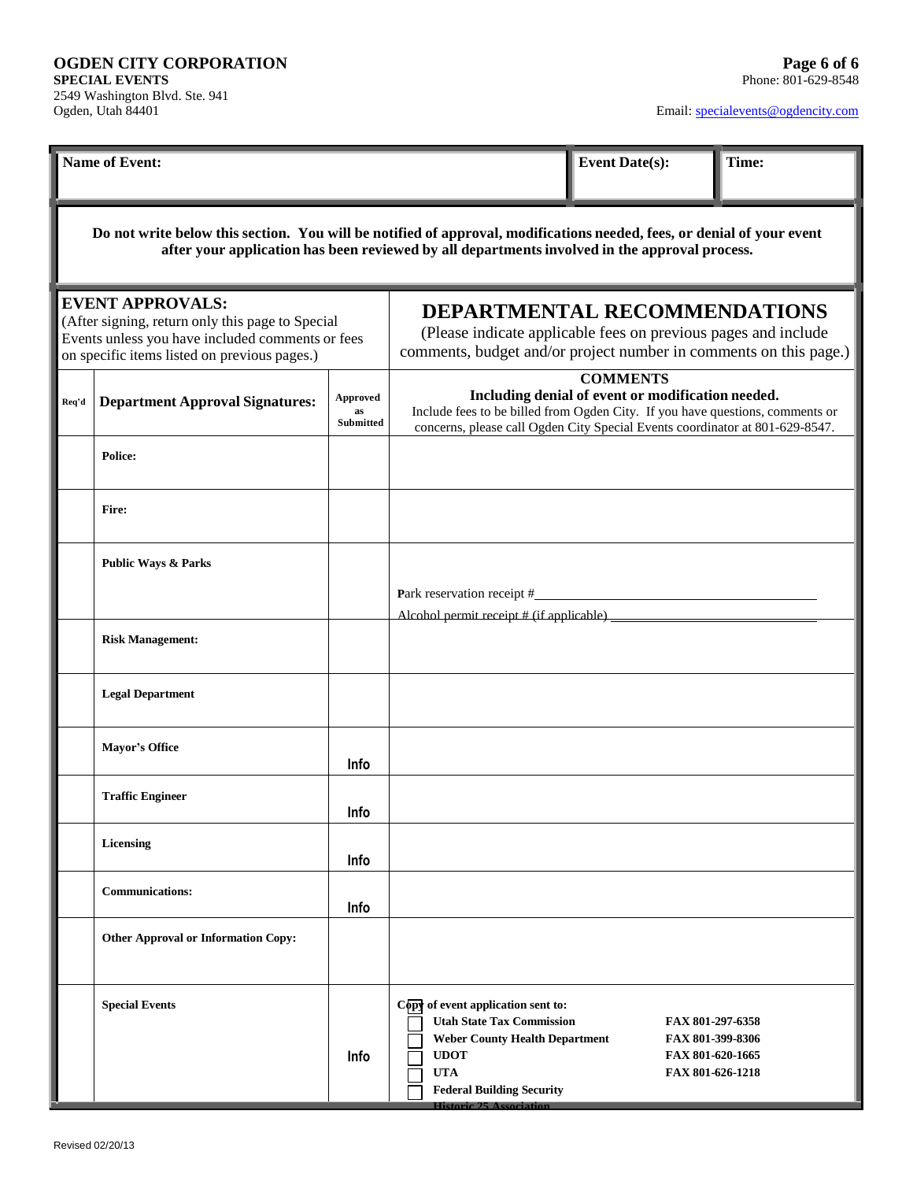**OGDEN CITY CORPORATION**
**SPECIAL EVENTS**
2549 Washington Blvd. Ste. 941
Ogden, Utah 84401

Phone: 801-629-8548

Email: specialevents@ogdencity.com

| Name of Event: | Event Date(s): | Time: |
|---|---|---|
| | | |

**Do not write below this section. You will be notified of approval, modifications needed, fees, or denial of your event after your application has been reviewed by all departments involved in the approval process.**

**EVENT APPROVALS:**
(After signing, return only this page to Special Events unless you have included comments or fees on specific items listed on previous pages.)

## DEPARTMENTAL RECOMMENDATIONS

(Please indicate applicable fees on previous pages and include comments, budget and/or project number in comments on this page.)

| Req'd | Department Approval Signatures: | Approved as Submitted | **COMMENTS** **Including denial of event or modification needed.** Include fees to be billed from Ogden City. If you have questions, comments or concerns, please call Ogden City Special Events coordinator at 801-629-8547. |
|---|---|---|---|
| | **Police:** | | |
| | **Fire:** | | |
| | **Public Ways & Parks** | | Park reservation receipt #\_\_\_\_\_\_\_\_\_\_ Alcohol permit receipt # (if applicable) \_\_\_\_\_\_\_\_\_\_ |
| | **Risk Management:** | | |
| | **Legal Department** | | |
| | **Mayor's Office** | Info | |
| | **Traffic Engineer** | Info | |
| | **Licensing** | Info | |
| | **Communications:** | Info | |
| | **Other Approval or Information Copy:** | | |
| | **Special Events** | Info | **Copy of event application sent to:** ☐ **Utah State Tax Commission** FAX 801-297-6358 ☐ **Weber County Health Department** FAX 801-399-8306 ☐ **UDOT** FAX 801-620-1665 ☐ **UTA** FAX 801-626-1218 ☐ **Federal Building Security** **Historic 25 Association** |

Revised 02/20/13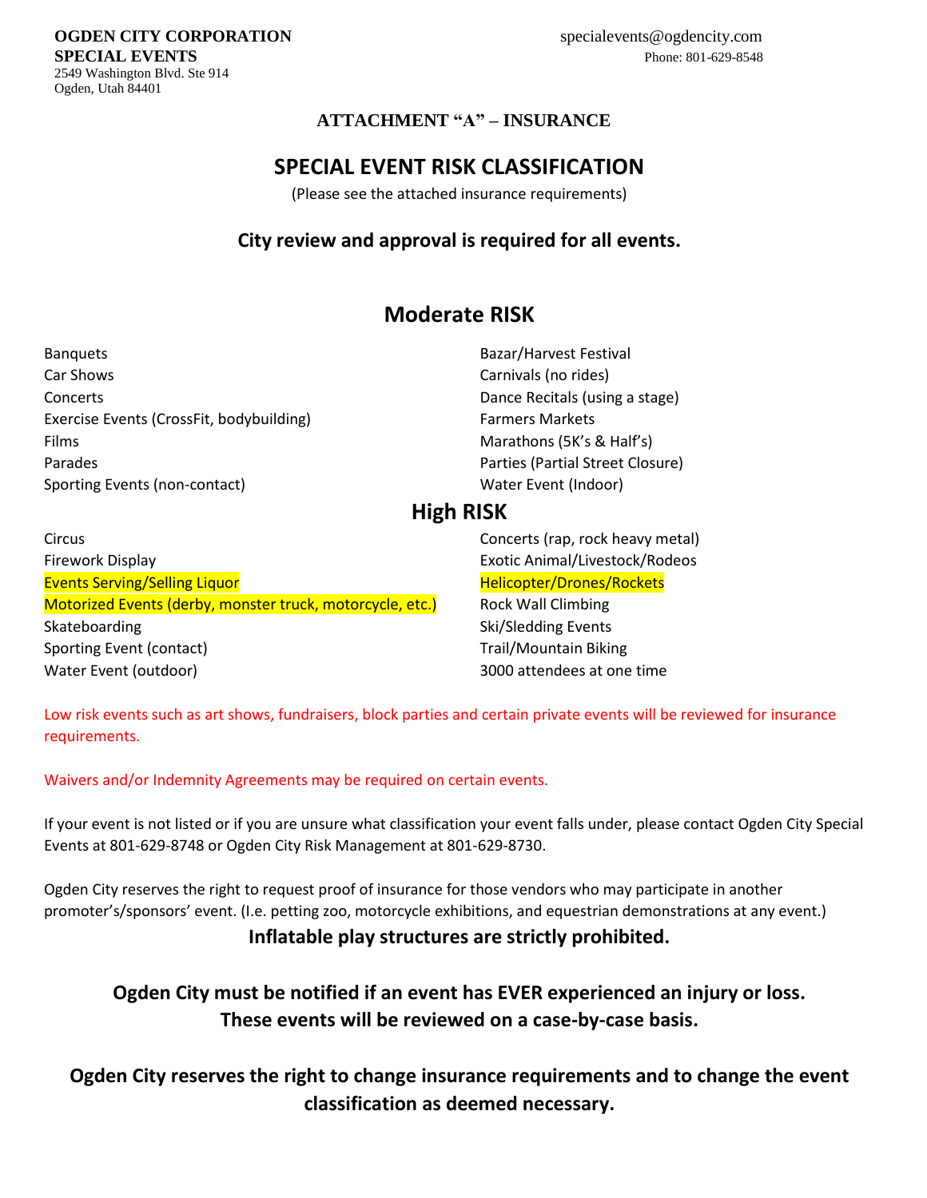**OGDEN CITY CORPORATION**
**SPECIAL EVENTS**
2549 Washington Blvd. Ste 914
Ogden, Utah 84401

specialevents@ogdencity.com
Phone: 801-629-8548

**ATTACHMENT "A" – INSURANCE**

# SPECIAL EVENT RISK CLASSIFICATION

(Please see the attached insurance requirements)

**City review and approval is required for all events.**

## Moderate RISK

| | |
|---|---|
| Banquets | Bazar/Harvest Festival |
| Car Shows | Carnivals (no rides) |
| Concerts | Dance Recitals (using a stage) |
| Exercise Events (CrossFit, bodybuilding) | Farmers Markets |
| Films | Marathons (5K's & Half's) |
| Parades | Parties (Partial Street Closure) |
| Sporting Events (non-contact) | Water Event (Indoor) |

## High RISK

| | |
|---|---|
| Circus | Concerts (rap, rock heavy metal) |
| Firework Display | Exotic Animal/Livestock/Rodeos |
| Events Serving/Selling Liquor | Helicopter/Drones/Rockets |
| Motorized Events (derby, monster truck, motorcycle, etc.) | Rock Wall Climbing |
| Skateboarding | Ski/Sledding Events |
| Sporting Event (contact) | Trail/Mountain Biking |
| Water Event (outdoor) | 3000 attendees at one time |

Low risk events such as art shows, fundraisers, block parties and certain private events will be reviewed for insurance requirements.

Waivers and/or Indemnity Agreements may be required on certain events.

If your event is not listed or if you are unsure what classification your event falls under, please contact Ogden City Special Events at 801-629-8748 or Ogden City Risk Management at 801-629-8730.

Ogden City reserves the right to request proof of insurance for those vendors who may participate in another promoter's/sponsors' event. (I.e. petting zoo, motorcycle exhibitions, and equestrian demonstrations at any event.)

**Inflatable play structures are strictly prohibited.**

**Ogden City must be notified if an event has EVER experienced an injury or loss. These events will be reviewed on a case-by-case basis.**

**Ogden City reserves the right to change insurance requirements and to change the event classification as deemed necessary.**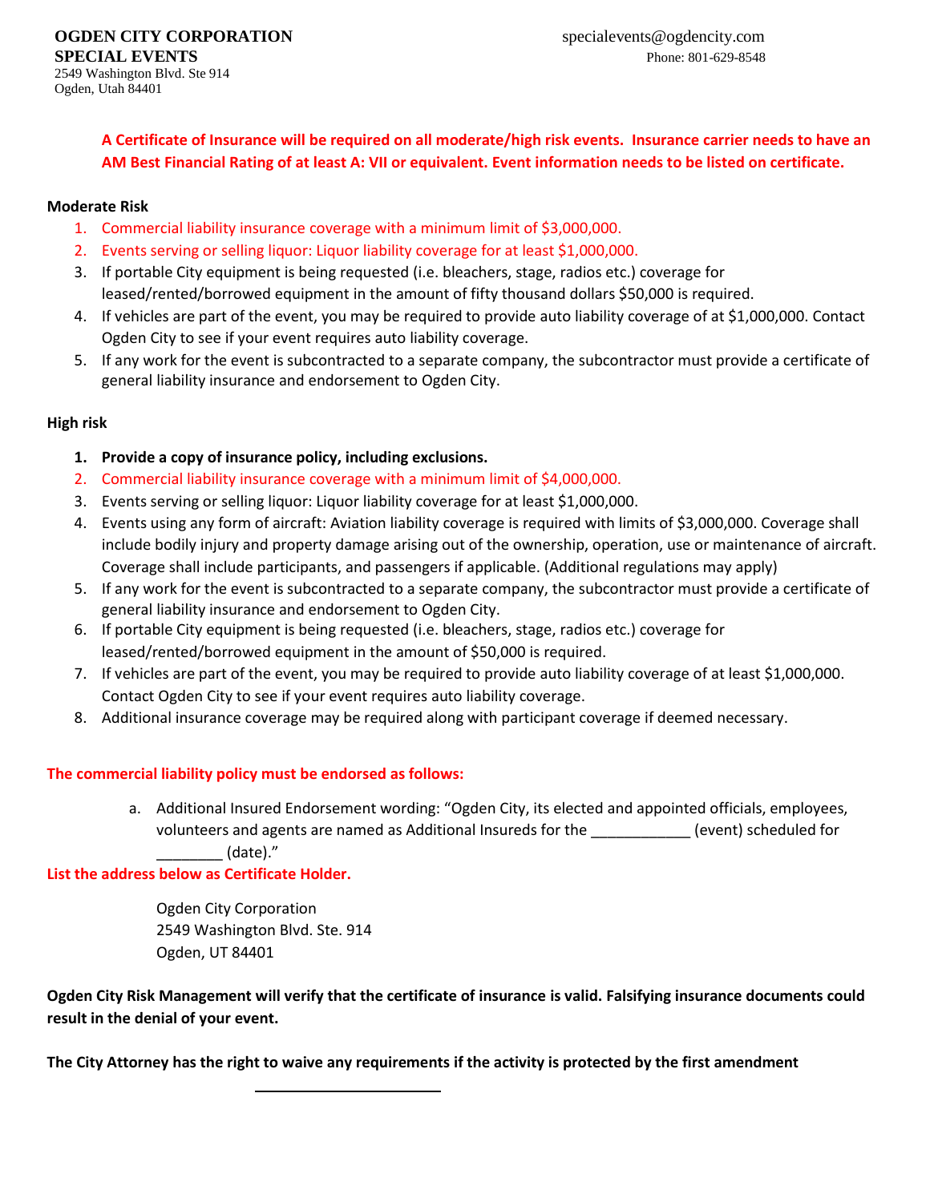**OGDEN CITY CORPORATION**
**SPECIAL EVENTS**
2549 Washington Blvd. Ste 914
Ogden, Utah 84401

specialevents@ogdencity.com
Phone: 801-629-8548

**A Certificate of Insurance will be required on all moderate/high risk events. Insurance carrier needs to have an AM Best Financial Rating of at least A: VII or equivalent. Event information needs to be listed on certificate.**

**Moderate Risk**

1. Commercial liability insurance coverage with a minimum limit of $3,000,000.
2. Events serving or selling liquor: Liquor liability coverage for at least $1,000,000.
3. If portable City equipment is being requested (i.e. bleachers, stage, radios etc.) coverage for leased/rented/borrowed equipment in the amount of fifty thousand dollars $50,000 is required.
4. If vehicles are part of the event, you may be required to provide auto liability coverage of at $1,000,000. Contact Ogden City to see if your event requires auto liability coverage.
5. If any work for the event is subcontracted to a separate company, the subcontractor must provide a certificate of general liability insurance and endorsement to Ogden City.

**High risk**

1. **Provide a copy of insurance policy, including exclusions.**
2. Commercial liability insurance coverage with a minimum limit of $4,000,000.
3. Events serving or selling liquor: Liquor liability coverage for at least $1,000,000.
4. Events using any form of aircraft: Aviation liability coverage is required with limits of $3,000,000. Coverage shall include bodily injury and property damage arising out of the ownership, operation, use or maintenance of aircraft. Coverage shall include participants, and passengers if applicable. (Additional regulations may apply)
5. If any work for the event is subcontracted to a separate company, the subcontractor must provide a certificate of general liability insurance and endorsement to Ogden City.
6. If portable City equipment is being requested (i.e. bleachers, stage, radios etc.) coverage for leased/rented/borrowed equipment in the amount of $50,000 is required.
7. If vehicles are part of the event, you may be required to provide auto liability coverage of at least $1,000,000. Contact Ogden City to see if your event requires auto liability coverage.
8. Additional insurance coverage may be required along with participant coverage if deemed necessary.

**The commercial liability policy must be endorsed as follows:**

a. Additional Insured Endorsement wording: "Ogden City, its elected and appointed officials, employees, volunteers and agents are named as Additional Insureds for the ____________ (event) scheduled for ________ (date)."

**List the address below as Certificate Holder.**

Ogden City Corporation
2549 Washington Blvd. Ste. 914
Ogden, UT 84401

**Ogden City Risk Management will verify that the certificate of insurance is valid. Falsifying insurance documents could result in the denial of your event.**

**The City Attorney has the right to waive any requirements if the activity is protected by the first amendment**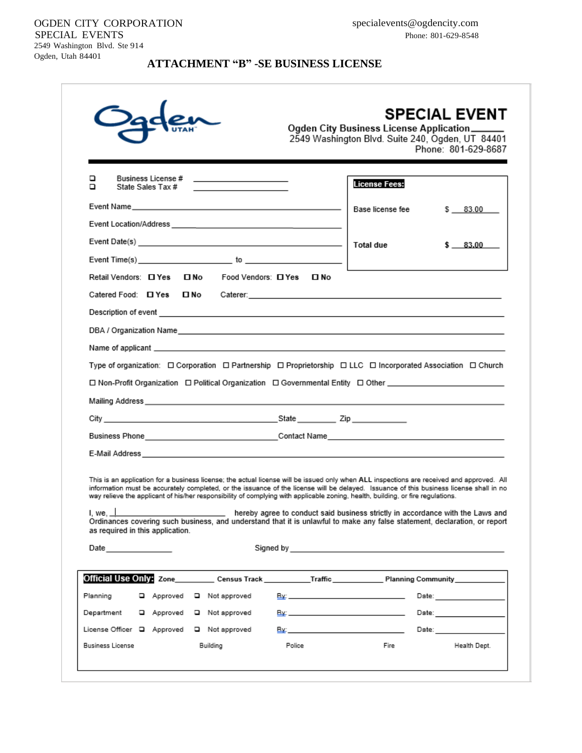OGDEN CITY CORPORATION
SPECIAL EVENTS
2549 Washington Blvd. Ste 914
Ogden, Utah 84401

specialevents@ogdencity.com
Phone: 801-629-8548

## ATTACHMENT "B" -SE BUSINESS LICENSE

# SPECIAL EVENT

**Ogden City Business License Application**
2549 Washington Blvd. Suite 240, Ogden, UT 84401
Phone: 801-629-8687

- ☐ Business License # ____________________
- ☐ State Sales Tax # ____________________

**License Fees:**

| | |
|---|---|
| Base license fee | $ 83.00 |
| **Total due** | **$ 83.00** |

Event Name ______________________________

Event Location/Address ______________________________

Event Date(s) ______________________________

Event Time(s) ____________________ to ____________________

Retail Vendors: ☐ Yes ☐ No  Food Vendors: ☐ Yes ☐ No

Catered Food: ☐ Yes ☐ No  Caterer: ______________________________

Description of event ______________________________

DBA / Organization Name ______________________________

Name of applicant ______________________________

Type of organization: ☐ Corporation ☐ Partnership ☐ Proprietorship ☐ LLC ☐ Incorporated Association ☐ Church ☐ Non-Profit Organization ☐ Political Organization ☐ Governmental Entity ☐ Other ____________________

Mailing Address ______________________________

City ____________________ State __________ Zip __________

Business Phone ____________________ Contact Name ____________________

E-Mail Address ______________________________

This is an application for a business license; the actual license will be issued only when **ALL** inspections are received and approved. All information must be accurately completed, or the issuance of the license will be delayed. Issuance of this business license shall in no way relieve the applicant of his/her responsibility of complying with applicable zoning, health, building, or fire regulations.

I, we, ____________________ hereby agree to conduct said business strictly in accordance with the Laws and Ordinances covering such business, and understand that it is unlawful to make any false statement, declaration, or report as required in this application.

Date ______________  Signed by ______________________________

**Official Use Only:** Zone__________ Census Track __________ Traffic __________ Planning Community __________

| | | | | |
|---|---|---|---|---|
| Planning | ☐ Approved | ☐ Not approved | By: __________ | Date: __________ |
| Department | ☐ Approved | ☐ Not approved | By: __________ | Date: __________ |
| License Officer | ☐ Approved | ☐ Not approved | By: __________ | Date: __________ |

Business License  Building  Police  Fire  Health Dept.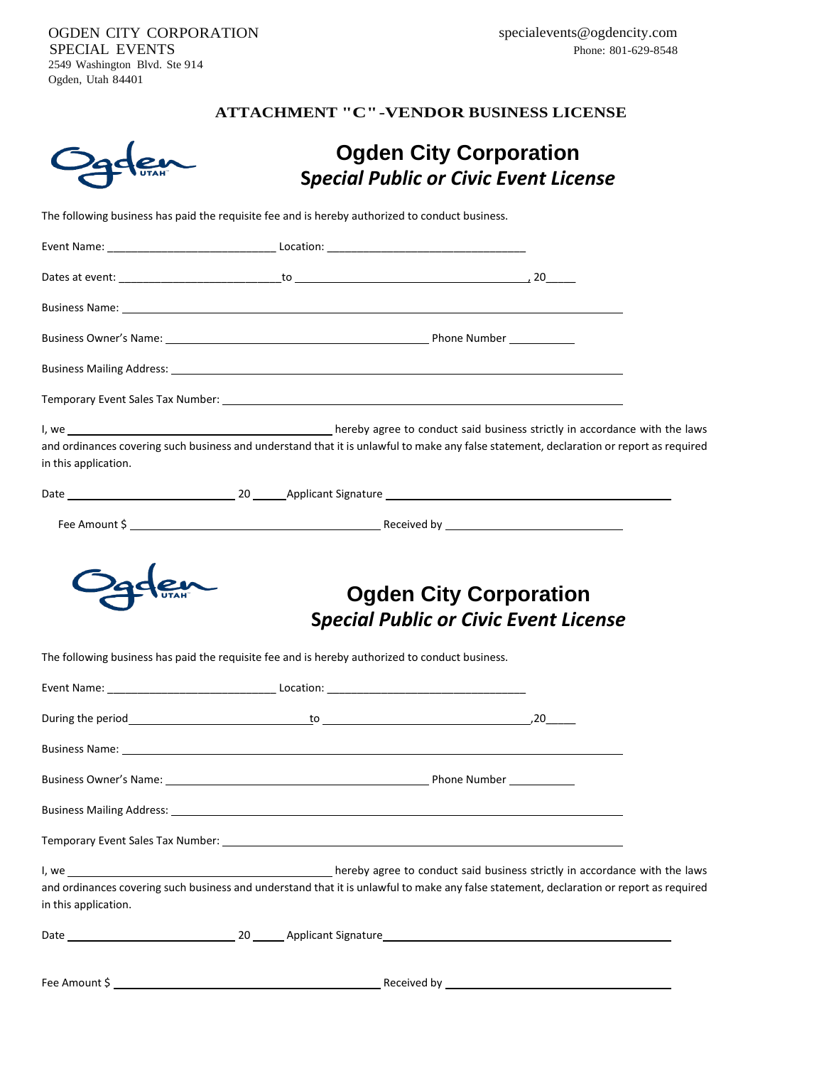OGDEN CITY CORPORATION
SPECIAL EVENTS
2549 Washington Blvd. Ste 914
Ogden, Utah 84401

specialevents@ogdencity.com
Phone: 801-629-8548

**ATTACHMENT "C"-VENDOR BUSINESS LICENSE**

# Ogden City Corporation

## *Special Public or Civic Event License*

The following business has paid the requisite fee and is hereby authorized to conduct business.

Event Name: ___________________________ Location: ________________________________

Dates at event: __________________________to _____________________________________, 20_____

Business Name: ______________________________________________________________________

Business Owner's Name: ___________________________________________ Phone Number ___________

Business Mailing Address: _____________________________________________________________

Temporary Event Sales Tax Number: ____________________________________________________

I, we ___________________________________________ hereby agree to conduct said business strictly in accordance with the laws and ordinances covering such business and understand that it is unlawful to make any false statement, declaration or report as required in this application.

Date ___________________________ 20 _____Applicant Signature _______________________________________________

Fee Amount $ _________________________________________ Received by _____________________________

# Ogden City Corporation

## *Special Public or Civic Event License*

The following business has paid the requisite fee and is hereby authorized to conduct business.

Event Name: ___________________________ Location: ________________________________

During the period_____________________________to ___________________________________,20_____

Business Name: ______________________________________________________________________

Business Owner's Name: ___________________________________________ Phone Number ___________

Business Mailing Address: _____________________________________________________________

Temporary Event Sales Tax Number: ____________________________________________________

I, we ___________________________________________ hereby agree to conduct said business strictly in accordance with the laws and ordinances covering such business and understand that it is unlawful to make any false statement, declaration or report as required in this application.

Date ___________________________ 20 _____ Applicant Signature_______________________________________________

Fee Amount $ _________________________________________ Received by ___________________________________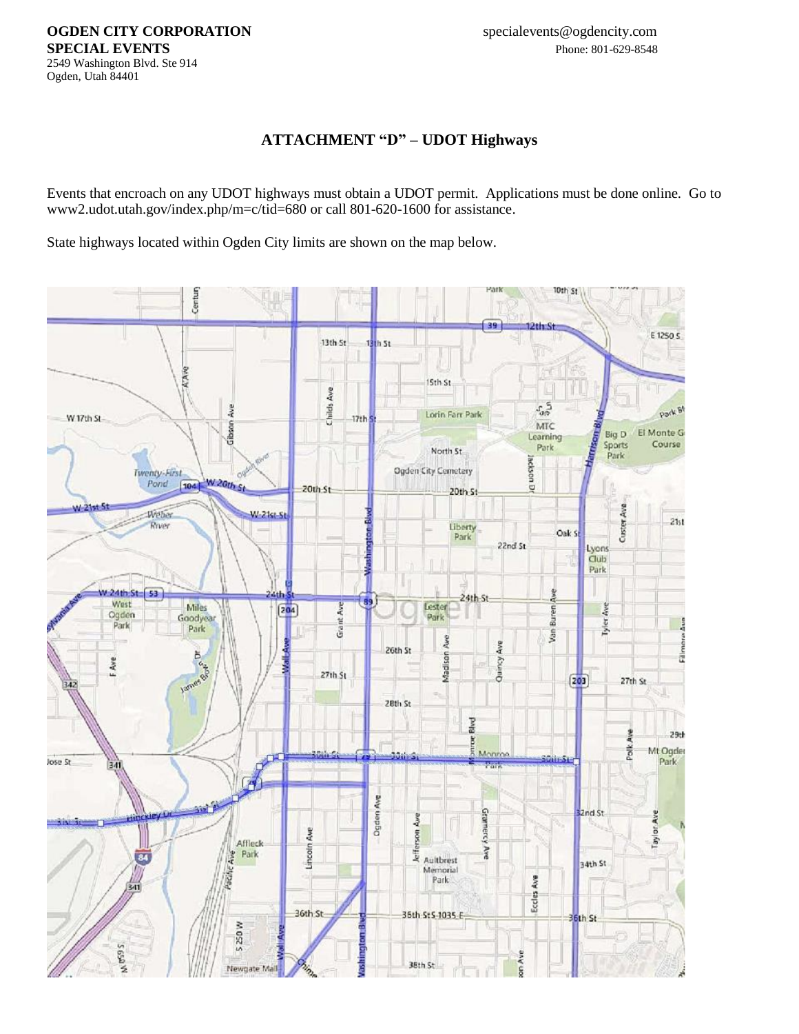**OGDEN CITY CORPORATION**
**SPECIAL EVENTS**
2549 Washington Blvd. Ste 914
Ogden, Utah 84401

specialevents@ogdencity.com
Phone: 801-629-8548

## ATTACHMENT "D" – UDOT Highways

Events that encroach on any UDOT highways must obtain a UDOT permit. Applications must be done online. Go to www2.udot.utah.gov/index.php/m=c/tid=680 or call 801-620-1600 for assistance.

State highways located within Ogden City limits are shown on the map below.